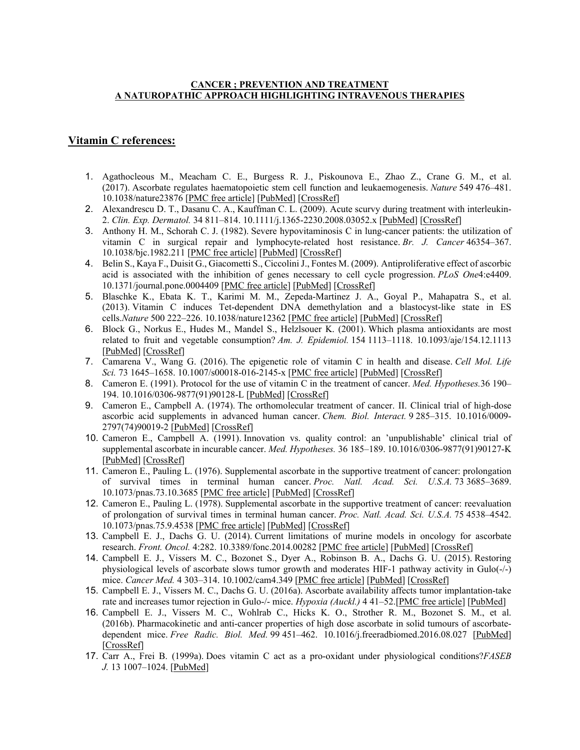**CANCER ; PREVENTION AND TREATMENT**
**A NATUROPATHIC APPROACH HIGHLIGHTING INTRAVENOUS THERAPIES**

## Vitamin C references:

1. Agathocleous M., Meacham C. E., Burgess R. J., Piskounova E., Zhao Z., Crane G. M., et al. (2017). Ascorbate regulates haematopoietic stem cell function and leukaemogenesis. *Nature* 549 476–481. 10.1038/nature23876 [PMC free article] [PubMed] [CrossRef]
2. Alexandrescu D. T., Dasanu C. A., Kauffman C. L. (2009). Acute scurvy during treatment with interleukin-2. *Clin. Exp. Dermatol.* 34 811–814. 10.1111/j.1365-2230.2008.03052.x [PubMed] [CrossRef]
3. Anthony H. M., Schorah C. J. (1982). Severe hypovitaminosis C in lung-cancer patients: the utilization of vitamin C in surgical repair and lymphocyte-related host resistance. *Br. J. Cancer* 46354–367. 10.1038/bjc.1982.211 [PMC free article] [PubMed] [CrossRef]
4. Belin S., Kaya F., Duisit G., Giacometti S., Ciccolini J., Fontes M. (2009). Antiproliferative effect of ascorbic acid is associated with the inhibition of genes necessary to cell cycle progression. *PLoS One*4:e4409. 10.1371/journal.pone.0004409 [PMC free article] [PubMed] [CrossRef]
5. Blaschke K., Ebata K. T., Karimi M. M., Zepeda-Martinez J. A., Goyal P., Mahapatra S., et al. (2013). Vitamin C induces Tet-dependent DNA demethylation and a blastocyst-like state in ES cells.*Nature* 500 222–226. 10.1038/nature12362 [PMC free article] [PubMed] [CrossRef]
6. Block G., Norkus E., Hudes M., Mandel S., Helzlsouer K. (2001). Which plasma antioxidants are most related to fruit and vegetable consumption? *Am. J. Epidemiol.* 154 1113–1118. 10.1093/aje/154.12.1113 [PubMed] [CrossRef]
7. Camarena V., Wang G. (2016). The epigenetic role of vitamin C in health and disease. *Cell Mol. Life Sci.* 73 1645–1658. 10.1007/s00018-016-2145-x [PMC free article] [PubMed] [CrossRef]
8. Cameron E. (1991). Protocol for the use of vitamin C in the treatment of cancer. *Med. Hypotheses.*36 190–194. 10.1016/0306-9877(91)90128-L [PubMed] [CrossRef]
9. Cameron E., Campbell A. (1974). The orthomolecular treatment of cancer. II. Clinical trial of high-dose ascorbic acid supplements in advanced human cancer. *Chem. Biol. Interact.* 9 285–315. 10.1016/0009-2797(74)90019-2 [PubMed] [CrossRef]
10. Cameron E., Campbell A. (1991). Innovation vs. quality control: an 'unpublishable' clinical trial of supplemental ascorbate in incurable cancer. *Med. Hypotheses.* 36 185–189. 10.1016/0306-9877(91)90127-K [PubMed] [CrossRef]
11. Cameron E., Pauling L. (1976). Supplemental ascorbate in the supportive treatment of cancer: prolongation of survival times in terminal human cancer. *Proc. Natl. Acad. Sci. U.S.A.* 73 3685–3689. 10.1073/pnas.73.10.3685 [PMC free article] [PubMed] [CrossRef]
12. Cameron E., Pauling L. (1978). Supplemental ascorbate in the supportive treatment of cancer: reevaluation of prolongation of survival times in terminal human cancer. *Proc. Natl. Acad. Sci. U.S.A.* 75 4538–4542. 10.1073/pnas.75.9.4538 [PMC free article] [PubMed] [CrossRef]
13. Campbell E. J., Dachs G. U. (2014). Current limitations of murine models in oncology for ascorbate research. *Front. Oncol.* 4:282. 10.3389/fonc.2014.00282 [PMC free article] [PubMed] [CrossRef]
14. Campbell E. J., Vissers M. C., Bozonet S., Dyer A., Robinson B. A., Dachs G. U. (2015). Restoring physiological levels of ascorbate slows tumor growth and moderates HIF-1 pathway activity in Gulo(-/-) mice. *Cancer Med.* 4 303–314. 10.1002/cam4.349 [PMC free article] [PubMed] [CrossRef]
15. Campbell E. J., Vissers M. C., Dachs G. U. (2016a). Ascorbate availability affects tumor implantation-take rate and increases tumor rejection in Gulo-/- mice. *Hypoxia (Auckl.)* 4 41–52.[PMC free article] [PubMed]
16. Campbell E. J., Vissers M. C., Wohlrab C., Hicks K. O., Strother R. M., Bozonet S. M., et al. (2016b). Pharmacokinetic and anti-cancer properties of high dose ascorbate in solid tumours of ascorbate-dependent mice. *Free Radic. Biol. Med.* 99 451–462. 10.1016/j.freeradbiomed.2016.08.027 [PubMed] [CrossRef]
17. Carr A., Frei B. (1999a). Does vitamin C act as a pro-oxidant under physiological conditions?*FASEB J.* 13 1007–1024. [PubMed]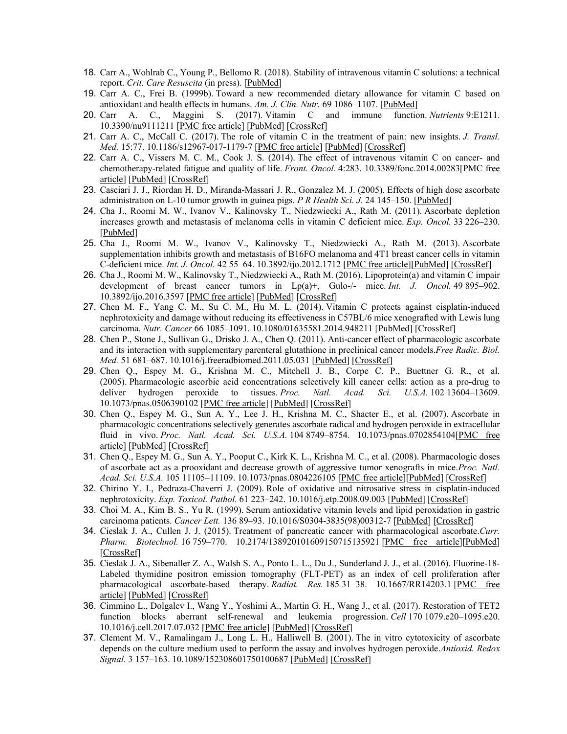18. Carr A., Wohlrab C., Young P., Bellomo R. (2018). Stability of intravenous vitamin C solutions: a technical report. *Crit. Care Resuscita* (in press). [PubMed]
19. Carr A. C., Frei B. (1999b). Toward a new recommended dietary allowance for vitamin C based on antioxidant and health effects in humans. *Am. J. Clin. Nutr.* 69 1086–1107. [PubMed]
20. Carr A. C., Maggini S. (2017). Vitamin C and immune function. *Nutrients* 9:E1211. 10.3390/nu9111211 [PMC free article] [PubMed] [CrossRef]
21. Carr A. C., McCall C. (2017). The role of vitamin C in the treatment of pain: new insights. *J. Transl. Med.* 15:77. 10.1186/s12967-017-1179-7 [PMC free article] [PubMed] [CrossRef]
22. Carr A. C., Vissers M. C. M., Cook J. S. (2014). The effect of intravenous vitamin C on cancer- and chemotherapy-related fatigue and quality of life. *Front. Oncol.* 4:283. 10.3389/fonc.2014.00283[PMC free article] [PubMed] [CrossRef]
23. Casciari J. J., Riordan H. D., Miranda-Massari J. R., Gonzalez M. J. (2005). Effects of high dose ascorbate administration on L-10 tumor growth in guinea pigs. *P R Health Sci. J.* 24 145–150. [PubMed]
24. Cha J., Roomi M. W., Ivanov V., Kalinovsky T., Niedzwiecki A., Rath M. (2011). Ascorbate depletion increases growth and metastasis of melanoma cells in vitamin C deficient mice. *Exp. Oncol.* 33 226–230. [PubMed]
25. Cha J., Roomi M. W., Ivanov V., Kalinovsky T., Niedzwiecki A., Rath M. (2013). Ascorbate supplementation inhibits growth and metastasis of B16FO melanoma and 4T1 breast cancer cells in vitamin C-deficient mice. *Int. J. Oncol.* 42 55–64. 10.3892/ijo.2012.1712 [PMC free article][PubMed] [CrossRef]
26. Cha J., Roomi M. W., Kalinovsky T., Niedzwiecki A., Rath M. (2016). Lipoprotein(a) and vitamin C impair development of breast cancer tumors in Lp(a)+, Gulo-/- mice. *Int. J. Oncol.* 49 895–902. 10.3892/ijo.2016.3597 [PMC free article] [PubMed] [CrossRef]
27. Chen M. F., Yang C. M., Su C. M., Hu M. L. (2014). Vitamin C protects against cisplatin-induced nephrotoxicity and damage without reducing its effectiveness in C57BL/6 mice xenografted with Lewis lung carcinoma. *Nutr. Cancer* 66 1085–1091. 10.1080/01635581.2014.948211 [PubMed] [CrossRef]
28. Chen P., Stone J., Sullivan G., Drisko J. A., Chen Q. (2011). Anti-cancer effect of pharmacologic ascorbate and its interaction with supplementary parenteral glutathione in preclinical cancer models.*Free Radic. Biol. Med.* 51 681–687. 10.1016/j.freeradbiomed.2011.05.031 [PubMed] [CrossRef]
29. Chen Q., Espey M. G., Krishna M. C., Mitchell J. B., Corpe C. P., Buettner G. R., et al. (2005). Pharmacologic ascorbic acid concentrations selectively kill cancer cells: action as a pro-drug to deliver hydrogen peroxide to tissues. *Proc. Natl. Acad. Sci. U.S.A.* 102 13604–13609. 10.1073/pnas.0506390102 [PMC free article] [PubMed] [CrossRef]
30. Chen Q., Espey M. G., Sun A. Y., Lee J. H., Krishna M. C., Shacter E., et al. (2007). Ascorbate in pharmacologic concentrations selectively generates ascorbate radical and hydrogen peroxide in extracellular fluid in vivo. *Proc. Natl. Acad. Sci. U.S.A.* 104 8749–8754. 10.1073/pnas.0702854104[PMC free article] [PubMed] [CrossRef]
31. Chen Q., Espey M. G., Sun A. Y., Pooput C., Kirk K. L., Krishna M. C., et al. (2008). Pharmacologic doses of ascorbate act as a prooxidant and decrease growth of aggressive tumor xenografts in mice.*Proc. Natl. Acad. Sci. U.S.A.* 105 11105–11109. 10.1073/pnas.0804226105 [PMC free article][PubMed] [CrossRef]
32. Chirino Y. I., Pedraza-Chaverri J. (2009). Role of oxidative and nitrosative stress in cisplatin-induced nephrotoxicity. *Exp. Toxicol. Pathol.* 61 223–242. 10.1016/j.etp.2008.09.003 [PubMed] [CrossRef]
33. Choi M. A., Kim B. S., Yu R. (1999). Serum antioxidative vitamin levels and lipid peroxidation in gastric carcinoma patients. *Cancer Lett.* 136 89–93. 10.1016/S0304-3835(98)00312-7 [PubMed] [CrossRef]
34. Cieslak J. A., Cullen J. J. (2015). Treatment of pancreatic cancer with pharmacological ascorbate.*Curr. Pharm. Biotechnol.* 16 759–770. 10.2174/138920101609150715135921 [PMC free article][PubMed] [CrossRef]
35. Cieslak J. A., Sibenaller Z. A., Walsh S. A., Ponto L. L., Du J., Sunderland J. J., et al. (2016). Fluorine-18-Labeled thymidine positron emission tomography (FLT-PET) as an index of cell proliferation after pharmacological ascorbate-based therapy. *Radiat. Res.* 185 31–38. 10.1667/RR14203.1 [PMC free article] [PubMed] [CrossRef]
36. Cimmino L., Dolgalev I., Wang Y., Yoshimi A., Martin G. H., Wang J., et al. (2017). Restoration of TET2 function blocks aberrant self-renewal and leukemia progression. *Cell* 170 1079.e20–1095.e20. 10.1016/j.cell.2017.07.032 [PMC free article] [PubMed] [CrossRef]
37. Clement M. V., Ramalingam J., Long L. H., Halliwell B. (2001). The in vitro cytotoxicity of ascorbate depends on the culture medium used to perform the assay and involves hydrogen peroxide.*Antioxid. Redox Signal.* 3 157–163. 10.1089/152308601750100687 [PubMed] [CrossRef]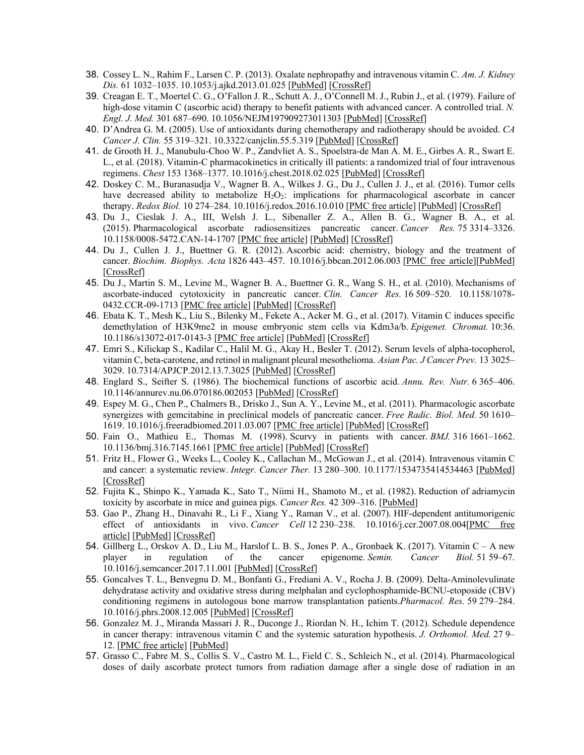38. Cossey L. N., Rahim F., Larsen C. P. (2013). Oxalate nephropathy and intravenous vitamin C. *Am. J. Kidney Dis.* 61 1032–1035. 10.1053/j.ajkd.2013.01.025 [PubMed] [CrossRef]
39. Creagan E. T., Moertel C. G., O'Fallon J. R., Schutt A. J., O'Connell M. J., Rubin J., et al. (1979). Failure of high-dose vitamin C (ascorbic acid) therapy to benefit patients with advanced cancer. A controlled trial. *N. Engl. J. Med.* 301 687–690. 10.1056/NEJM197909273011303 [PubMed] [CrossRef]
40. D'Andrea G. M. (2005). Use of antioxidants during chemotherapy and radiotherapy should be avoided. *CA Cancer J. Clin.* 55 319–321. 10.3322/canjclin.55.5.319 [PubMed] [CrossRef]
41. de Grooth H. J., Manubulu-Choo W. P., Zandvliet A. S., Spoelstra-de Man A. M. E., Girbes A. R., Swart E. L., et al. (2018). Vitamin-C pharmacokinetics in critically ill patients: a randomized trial of four intravenous regimens. *Chest* 153 1368–1377. 10.1016/j.chest.2018.02.025 [PubMed] [CrossRef]
42. Doskey C. M., Buranasudja V., Wagner B. A., Wilkes J. G., Du J., Cullen J. J., et al. (2016). Tumor cells have decreased ability to metabolize $H_2O_2$: implications for pharmacological ascorbate in cancer therapy. *Redox Biol.* 10 274–284. 10.1016/j.redox.2016.10.010 [PMC free article] [PubMed] [CrossRef]
43. Du J., Cieslak J. A., III, Welsh J. L., Sibenaller Z. A., Allen B. G., Wagner B. A., et al. (2015). Pharmacological ascorbate radiosensitizes pancreatic cancer. *Cancer Res.* 75 3314–3326. 10.1158/0008-5472.CAN-14-1707 [PMC free article] [PubMed] [CrossRef]
44. Du J., Cullen J. J., Buettner G. R. (2012). Ascorbic acid: chemistry, biology and the treatment of cancer. *Biochim. Biophys. Acta* 1826 443–457. 10.1016/j.bbcan.2012.06.003 [PMC free article][PubMed] [CrossRef]
45. Du J., Martin S. M., Levine M., Wagner B. A., Buettner G. R., Wang S. H., et al. (2010). Mechanisms of ascorbate-induced cytotoxicity in pancreatic cancer. *Clin. Cancer Res.* 16 509–520. 10.1158/1078-0432.CCR-09-1713 [PMC free article] [PubMed] [CrossRef]
46. Ebata K. T., Mesh K., Liu S., Bilenky M., Fekete A., Acker M. G., et al. (2017). Vitamin C induces specific demethylation of H3K9me2 in mouse embryonic stem cells via Kdm3a/b. *Epigenet. Chromat.* 10:36. 10.1186/s13072-017-0143-3 [PMC free article] [PubMed] [CrossRef]
47. Emri S., Kilickap S., Kadilar C., Halil M. G., Akay H., Besler T. (2012). Serum levels of alpha-tocopherol, vitamin C, beta-carotene, and retinol in malignant pleural mesothelioma. *Asian Pac. J Cancer Prev.* 13 3025–3029. 10.7314/APJCP.2012.13.7.3025 [PubMed] [CrossRef]
48. Englard S., Seifter S. (1986). The biochemical functions of ascorbic acid. *Annu. Rev. Nutr.* 6 365–406. 10.1146/annurev.nu.06.070186.002053 [PubMed] [CrossRef]
49. Espey M. G., Chen P., Chalmers B., Drisko J., Sun A. Y., Levine M., et al. (2011). Pharmacologic ascorbate synergizes with gemcitabine in preclinical models of pancreatic cancer. *Free Radic. Biol. Med.* 50 1610–1619. 10.1016/j.freeradbiomed.2011.03.007 [PMC free article] [PubMed] [CrossRef]
50. Fain O., Mathieu E., Thomas M. (1998). Scurvy in patients with cancer. *BMJ.* 316 1661–1662. 10.1136/bmj.316.7145.1661 [PMC free article] [PubMed] [CrossRef]
51. Fritz H., Flower G., Weeks L., Cooley K., Callachan M., McGowan J., et al. (2014). Intravenous vitamin C and cancer: a systematic review. *Integr. Cancer Ther.* 13 280–300. 10.1177/1534735414534463 [PubMed] [CrossRef]
52. Fujita K., Shinpo K., Yamada K., Sato T., Niimi H., Shamoto M., et al. (1982). Reduction of adriamycin toxicity by ascorbate in mice and guinea pigs. *Cancer Res.* 42 309–316. [PubMed]
53. Gao P., Zhang H., Dinavahi R., Li F., Xiang Y., Raman V., et al. (2007). HIF-dependent antitumorigenic effect of antioxidants in vivo. *Cancer Cell* 12 230–238. 10.1016/j.ccr.2007.08.004[PMC free article] [PubMed] [CrossRef]
54. Gillberg L., Orskov A. D., Liu M., Harslof L. B. S., Jones P. A., Gronbaek K. (2017). Vitamin C – A new player in regulation of the cancer epigenome. *Semin. Cancer Biol.* 51 59–67. 10.1016/j.semcancer.2017.11.001 [PubMed] [CrossRef]
55. Goncalves T. L., Benvegnu D. M., Bonfanti G., Frediani A. V., Rocha J. B. (2009). Delta-Aminolevulinate dehydratase activity and oxidative stress during melphalan and cyclophosphamide-BCNU-etoposide (CBV) conditioning regimens in autologous bone marrow transplantation patients.*Pharmacol. Res.* 59 279–284. 10.1016/j.phrs.2008.12.005 [PubMed] [CrossRef]
56. Gonzalez M. J., Miranda Massari J. R., Duconge J., Riordan N. H., Ichim T. (2012). Schedule dependence in cancer therapy: intravenous vitamin C and the systemic saturation hypothesis. *J. Orthomol. Med.* 27 9–12. [PMC free article] [PubMed]
57. Grasso C., Fabre M. S., Collis S. V., Castro M. L., Field C. S., Schleich N., et al. (2014). Pharmacological doses of daily ascorbate protect tumors from radiation damage after a single dose of radiation in an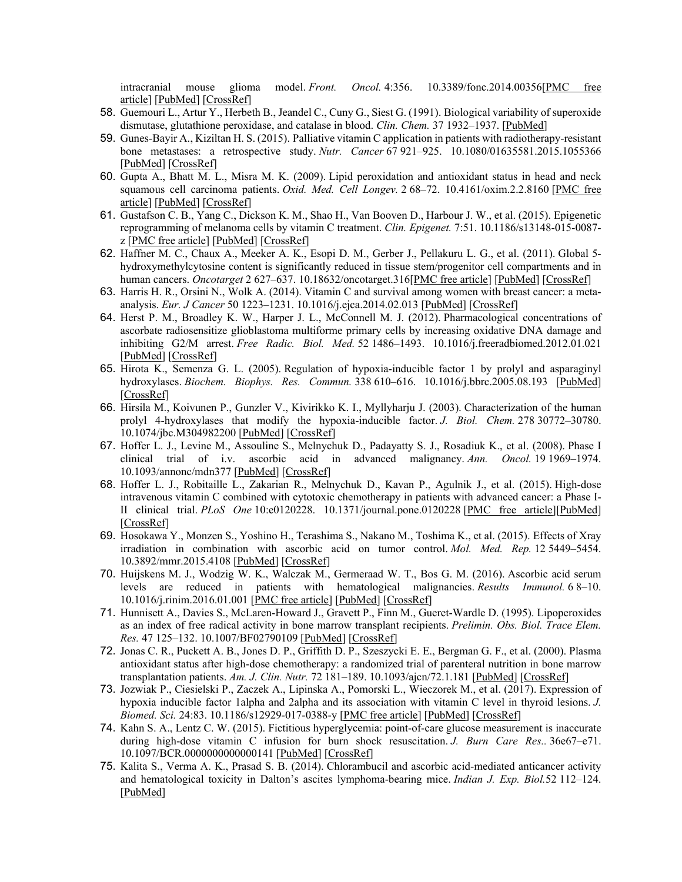intracranial mouse glioma model. *Front. Oncol.* 4:356. 10.3389/fonc.2014.00356[PMC free article] [PubMed] [CrossRef]

58. Guemouri L., Artur Y., Herbeth B., Jeandel C., Cuny G., Siest G. (1991). Biological variability of superoxide dismutase, glutathione peroxidase, and catalase in blood. *Clin. Chem.* 37 1932–1937. [PubMed]
59. Gunes-Bayir A., Kiziltan H. S. (2015). Palliative vitamin C application in patients with radiotherapy-resistant bone metastases: a retrospective study. *Nutr. Cancer* 67 921–925. 10.1080/01635581.2015.1055366 [PubMed] [CrossRef]
60. Gupta A., Bhatt M. L., Misra M. K. (2009). Lipid peroxidation and antioxidant status in head and neck squamous cell carcinoma patients. *Oxid. Med. Cell Longev.* 2 68–72. 10.4161/oxim.2.2.8160 [PMC free article] [PubMed] [CrossRef]
61. Gustafson C. B., Yang C., Dickson K. M., Shao H., Van Booven D., Harbour J. W., et al. (2015). Epigenetic reprogramming of melanoma cells by vitamin C treatment. *Clin. Epigenet.* 7:51. 10.1186/s13148-015-0087-z [PMC free article] [PubMed] [CrossRef]
62. Haffner M. C., Chaux A., Meeker A. K., Esopi D. M., Gerber J., Pellakuru L. G., et al. (2011). Global 5-hydroxymethylcytosine content is significantly reduced in tissue stem/progenitor cell compartments and in human cancers. *Oncotarget* 2 627–637. 10.18632/oncotarget.316[PMC free article] [PubMed] [CrossRef]
63. Harris H. R., Orsini N., Wolk A. (2014). Vitamin C and survival among women with breast cancer: a meta-analysis. *Eur. J Cancer* 50 1223–1231. 10.1016/j.ejca.2014.02.013 [PubMed] [CrossRef]
64. Herst P. M., Broadley K. W., Harper J. L., McConnell M. J. (2012). Pharmacological concentrations of ascorbate radiosensitize glioblastoma multiforme primary cells by increasing oxidative DNA damage and inhibiting G2/M arrest. *Free Radic. Biol. Med.* 52 1486–1493. 10.1016/j.freeradbiomed.2012.01.021 [PubMed] [CrossRef]
65. Hirota K., Semenza G. L. (2005). Regulation of hypoxia-inducible factor 1 by prolyl and asparaginyl hydroxylases. *Biochem. Biophys. Res. Commun.* 338 610–616. 10.1016/j.bbrc.2005.08.193 [PubMed] [CrossRef]
66. Hirsila M., Koivunen P., Gunzler V., Kivirikko K. I., Myllyharju J. (2003). Characterization of the human prolyl 4-hydroxylases that modify the hypoxia-inducible factor. *J. Biol. Chem.* 278 30772–30780. 10.1074/jbc.M304982200 [PubMed] [CrossRef]
67. Hoffer L. J., Levine M., Assouline S., Melnychuk D., Padayatty S. J., Rosadiuk K., et al. (2008). Phase I clinical trial of i.v. ascorbic acid in advanced malignancy. *Ann. Oncol.* 19 1969–1974. 10.1093/annonc/mdn377 [PubMed] [CrossRef]
68. Hoffer L. J., Robitaille L., Zakarian R., Melnychuk D., Kavan P., Agulnik J., et al. (2015). High-dose intravenous vitamin C combined with cytotoxic chemotherapy in patients with advanced cancer: a Phase I-II clinical trial. *PLoS One* 10:e0120228. 10.1371/journal.pone.0120228 [PMC free article][PubMed] [CrossRef]
69. Hosokawa Y., Monzen S., Yoshino H., Terashima S., Nakano M., Toshima K., et al. (2015). Effects of Xray irradiation in combination with ascorbic acid on tumor control. *Mol. Med. Rep.* 12 5449–5454. 10.3892/mmr.2015.4108 [PubMed] [CrossRef]
70. Huijskens M. J., Wodzig W. K., Walczak M., Germeraad W. T., Bos G. M. (2016). Ascorbic acid serum levels are reduced in patients with hematological malignancies. *Results Immunol.* 6 8–10. 10.1016/j.rinim.2016.01.001 [PMC free article] [PubMed] [CrossRef]
71. Hunnisett A., Davies S., McLaren-Howard J., Gravett P., Finn M., Gueret-Wardle D. (1995). Lipoperoxides as an index of free radical activity in bone marrow transplant recipients. *Prelimin. Obs. Biol. Trace Elem. Res.* 47 125–132. 10.1007/BF02790109 [PubMed] [CrossRef]
72. Jonas C. R., Puckett A. B., Jones D. P., Griffith D. P., Szeszycki E. E., Bergman G. F., et al. (2000). Plasma antioxidant status after high-dose chemotherapy: a randomized trial of parenteral nutrition in bone marrow transplantation patients. *Am. J. Clin. Nutr.* 72 181–189. 10.1093/ajcn/72.1.181 [PubMed] [CrossRef]
73. Jozwiak P., Ciesielski P., Zaczek A., Lipinska A., Pomorski L., Wieczorek M., et al. (2017). Expression of hypoxia inducible factor 1alpha and 2alpha and its association with vitamin C level in thyroid lesions. *J. Biomed. Sci.* 24:83. 10.1186/s12929-017-0388-y [PMC free article] [PubMed] [CrossRef]
74. Kahn S. A., Lentz C. W. (2015). Fictitious hyperglycemia: point-of-care glucose measurement is inaccurate during high-dose vitamin C infusion for burn shock resuscitation. *J. Burn Care Res.*. 36e67–e71. 10.1097/BCR.0000000000000141 [PubMed] [CrossRef]
75. Kalita S., Verma A. K., Prasad S. B. (2014). Chlorambucil and ascorbic acid-mediated anticancer activity and hematological toxicity in Dalton's ascites lymphoma-bearing mice. *Indian J. Exp. Biol.*52 112–124. [PubMed]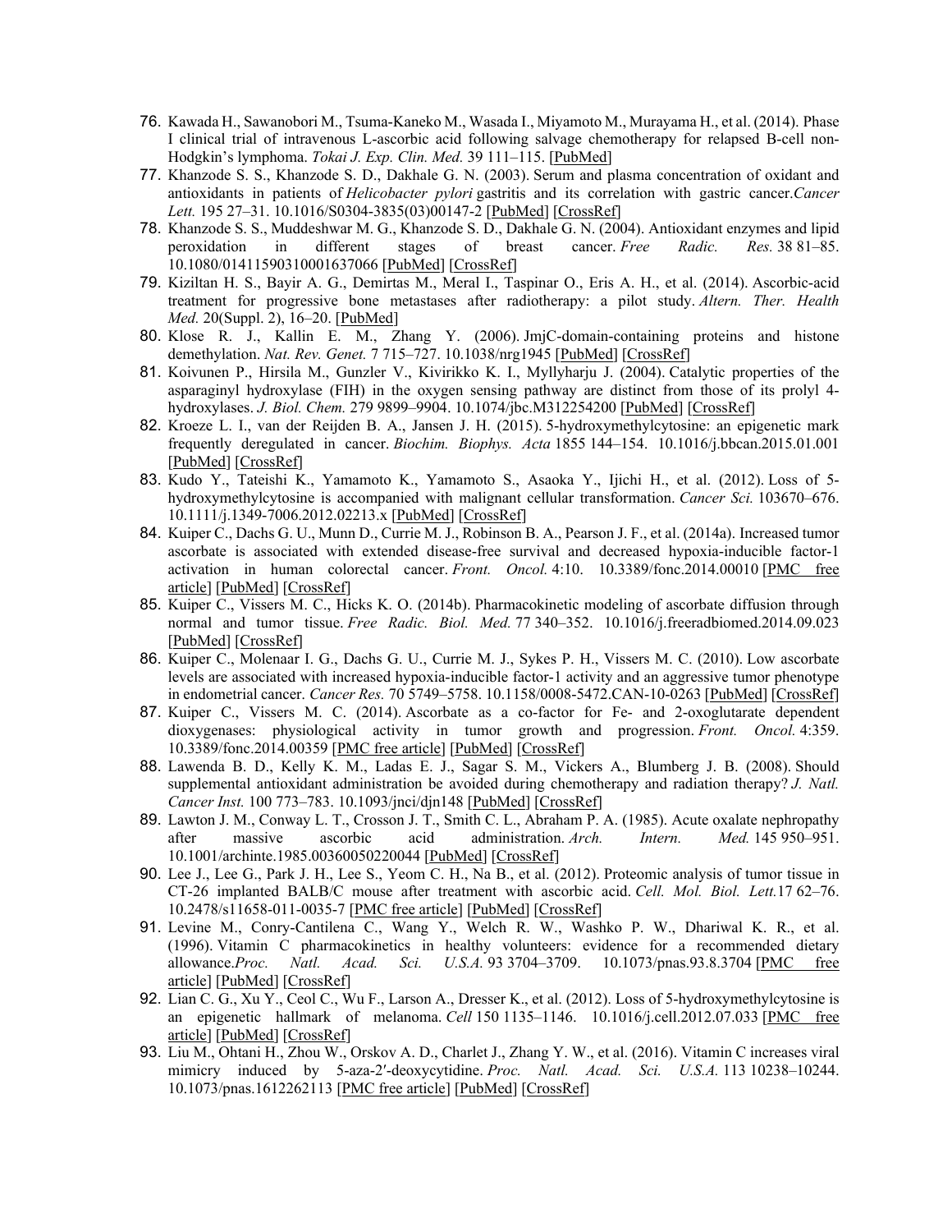76. Kawada H., Sawanobori M., Tsuma-Kaneko M., Wasada I., Miyamoto M., Murayama H., et al. (2014). Phase I clinical trial of intravenous L-ascorbic acid following salvage chemotherapy for relapsed B-cell non-Hodgkin's lymphoma. *Tokai J. Exp. Clin. Med.* 39 111–115. [PubMed]
77. Khanzode S. S., Khanzode S. D., Dakhale G. N. (2003). Serum and plasma concentration of oxidant and antioxidants in patients of *Helicobacter pylori* gastritis and its correlation with gastric cancer. *Cancer Lett.* 195 27–31. 10.1016/S0304-3835(03)00147-2 [PubMed] [CrossRef]
78. Khanzode S. S., Muddeshwar M. G., Khanzode S. D., Dakhale G. N. (2004). Antioxidant enzymes and lipid peroxidation in different stages of breast cancer. *Free Radic. Res.* 38 81–85. 10.1080/01411590310001637066 [PubMed] [CrossRef]
79. Kiziltan H. S., Bayir A. G., Demirtas M., Meral I., Taspinar O., Eris A. H., et al. (2014). Ascorbic-acid treatment for progressive bone metastases after radiotherapy: a pilot study. *Altern. Ther. Health Med.* 20(Suppl. 2), 16–20. [PubMed]
80. Klose R. J., Kallin E. M., Zhang Y. (2006). JmjC-domain-containing proteins and histone demethylation. *Nat. Rev. Genet.* 7 715–727. 10.1038/nrg1945 [PubMed] [CrossRef]
81. Koivunen P., Hirsila M., Gunzler V., Kivirikko K. I., Myllyharju J. (2004). Catalytic properties of the asparaginyl hydroxylase (FIH) in the oxygen sensing pathway are distinct from those of its prolyl 4-hydroxylases. *J. Biol. Chem.* 279 9899–9904. 10.1074/jbc.M312254200 [PubMed] [CrossRef]
82. Kroeze L. I., van der Reijden B. A., Jansen J. H. (2015). 5-hydroxymethylcytosine: an epigenetic mark frequently deregulated in cancer. *Biochim. Biophys. Acta* 1855 144–154. 10.1016/j.bbcan.2015.01.001 [PubMed] [CrossRef]
83. Kudo Y., Tateishi K., Yamamoto K., Yamamoto S., Asaoka Y., Ijichi H., et al. (2012). Loss of 5-hydroxymethylcytosine is accompanied with malignant cellular transformation. *Cancer Sci.* 103670–676. 10.1111/j.1349-7006.2012.02213.x [PubMed] [CrossRef]
84. Kuiper C., Dachs G. U., Munn D., Currie M. J., Robinson B. A., Pearson J. F., et al. (2014a). Increased tumor ascorbate is associated with extended disease-free survival and decreased hypoxia-inducible factor-1 activation in human colorectal cancer. *Front. Oncol.* 4:10. 10.3389/fonc.2014.00010 [PMC free article] [PubMed] [CrossRef]
85. Kuiper C., Vissers M. C., Hicks K. O. (2014b). Pharmacokinetic modeling of ascorbate diffusion through normal and tumor tissue. *Free Radic. Biol. Med.* 77 340–352. 10.1016/j.freeradbiomed.2014.09.023 [PubMed] [CrossRef]
86. Kuiper C., Molenaar I. G., Dachs G. U., Currie M. J., Sykes P. H., Vissers M. C. (2010). Low ascorbate levels are associated with increased hypoxia-inducible factor-1 activity and an aggressive tumor phenotype in endometrial cancer. *Cancer Res.* 70 5749–5758. 10.1158/0008-5472.CAN-10-0263 [PubMed] [CrossRef]
87. Kuiper C., Vissers M. C. (2014). Ascorbate as a co-factor for Fe- and 2-oxoglutarate dependent dioxygenases: physiological activity in tumor growth and progression. *Front. Oncol.* 4:359. 10.3389/fonc.2014.00359 [PMC free article] [PubMed] [CrossRef]
88. Lawenda B. D., Kelly K. M., Ladas E. J., Sagar S. M., Vickers A., Blumberg J. B. (2008). Should supplemental antioxidant administration be avoided during chemotherapy and radiation therapy? *J. Natl. Cancer Inst.* 100 773–783. 10.1093/jnci/djn148 [PubMed] [CrossRef]
89. Lawton J. M., Conway L. T., Crosson J. T., Smith C. L., Abraham P. A. (1985). Acute oxalate nephropathy after massive ascorbic acid administration. *Arch. Intern. Med.* 145 950–951. 10.1001/archinte.1985.00360050220044 [PubMed] [CrossRef]
90. Lee J., Lee G., Park J. H., Lee S., Yeom C. H., Na B., et al. (2012). Proteomic analysis of tumor tissue in CT-26 implanted BALB/C mouse after treatment with ascorbic acid. *Cell. Mol. Biol. Lett.* 17 62–76. 10.2478/s11658-011-0035-7 [PMC free article] [PubMed] [CrossRef]
91. Levine M., Conry-Cantilena C., Wang Y., Welch R. W., Washko P. W., Dhariwal K. R., et al. (1996). Vitamin C pharmacokinetics in healthy volunteers: evidence for a recommended dietary allowance. *Proc. Natl. Acad. Sci. U.S.A.* 93 3704–3709. 10.1073/pnas.93.8.3704 [PMC free article] [PubMed] [CrossRef]
92. Lian C. G., Xu Y., Ceol C., Wu F., Larson A., Dresser K., et al. (2012). Loss of 5-hydroxymethylcytosine is an epigenetic hallmark of melanoma. *Cell* 150 1135–1146. 10.1016/j.cell.2012.07.033 [PMC free article] [PubMed] [CrossRef]
93. Liu M., Ohtani H., Zhou W., Orskov A. D., Charlet J., Zhang Y. W., et al. (2016). Vitamin C increases viral mimicry induced by 5-aza-2′-deoxycytidine. *Proc. Natl. Acad. Sci. U.S.A.* 113 10238–10244. 10.1073/pnas.1612262113 [PMC free article] [PubMed] [CrossRef]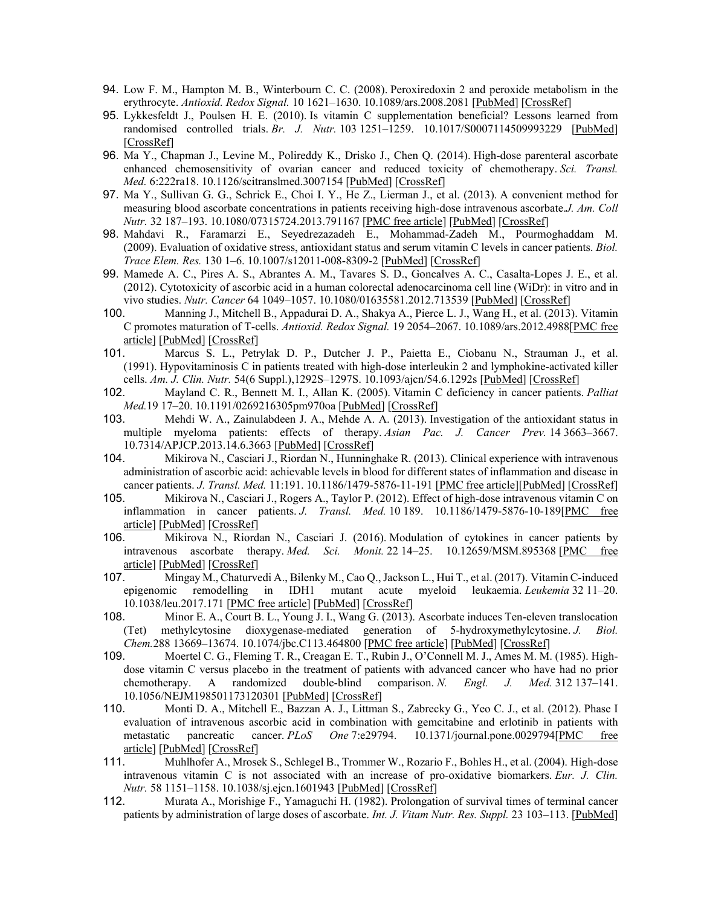94. Low F. M., Hampton M. B., Winterbourn C. C. (2008). Peroxiredoxin 2 and peroxide metabolism in the erythrocyte. *Antioxid. Redox Signal.* 10 1621–1630. 10.1089/ars.2008.2081 [PubMed] [CrossRef]
95. Lykkesfeldt J., Poulsen H. E. (2010). Is vitamin C supplementation beneficial? Lessons learned from randomised controlled trials. *Br. J. Nutr.* 103 1251–1259. 10.1017/S0007114509993229 [PubMed] [CrossRef]
96. Ma Y., Chapman J., Levine M., Polireddy K., Drisko J., Chen Q. (2014). High-dose parenteral ascorbate enhanced chemosensitivity of ovarian cancer and reduced toxicity of chemotherapy. *Sci. Transl. Med.* 6:222ra18. 10.1126/scitranslmed.3007154 [PubMed] [CrossRef]
97. Ma Y., Sullivan G. G., Schrick E., Choi I. Y., He Z., Lierman J., et al. (2013). A convenient method for measuring blood ascorbate concentrations in patients receiving high-dose intravenous ascorbate. *J. Am. Coll Nutr.* 32 187–193. 10.1080/07315724.2013.791167 [PMC free article] [PubMed] [CrossRef]
98. Mahdavi R., Faramarzi E., Seyedrezazadeh E., Mohammad-Zadeh M., Pourmoghaddam M. (2009). Evaluation of oxidative stress, antioxidant status and serum vitamin C levels in cancer patients. *Biol. Trace Elem. Res.* 130 1–6. 10.1007/s12011-008-8309-2 [PubMed] [CrossRef]
99. Mamede A. C., Pires A. S., Abrantes A. M., Tavares S. D., Goncalves A. C., Casalta-Lopes J. E., et al. (2012). Cytotoxicity of ascorbic acid in a human colorectal adenocarcinoma cell line (WiDr): in vitro and in vivo studies. *Nutr. Cancer* 64 1049–1057. 10.1080/01635581.2012.713539 [PubMed] [CrossRef]
100. Manning J., Mitchell B., Appadurai D. A., Shakya A., Pierce L. J., Wang H., et al. (2013). Vitamin C promotes maturation of T-cells. *Antioxid. Redox Signal.* 19 2054–2067. 10.1089/ars.2012.4988 [PMC free article] [PubMed] [CrossRef]
101. Marcus S. L., Petrylak D. P., Dutcher J. P., Paietta E., Ciobanu N., Strauman J., et al. (1991). Hypovitaminosis C in patients treated with high-dose interleukin 2 and lymphokine-activated killer cells. *Am. J. Clin. Nutr.* 54(6 Suppl.),1292S–1297S. 10.1093/ajcn/54.6.1292s [PubMed] [CrossRef]
102. Mayland C. R., Bennett M. I., Allan K. (2005). Vitamin C deficiency in cancer patients. *Palliat Med.* 19 17–20. 10.1191/0269216305pm970oa [PubMed] [CrossRef]
103. Mehdi W. A., Zainulabdeen J. A., Mehde A. A. (2013). Investigation of the antioxidant status in multiple myeloma patients: effects of therapy. *Asian Pac. J. Cancer Prev.* 14 3663–3667. 10.7314/APJCP.2013.14.6.3663 [PubMed] [CrossRef]
104. Mikirova N., Casciari J., Riordan N., Hunninghake R. (2013). Clinical experience with intravenous administration of ascorbic acid: achievable levels in blood for different states of inflammation and disease in cancer patients. *J. Transl. Med.* 11:191. 10.1186/1479-5876-11-191 [PMC free article] [PubMed] [CrossRef]
105. Mikirova N., Casciari J., Rogers A., Taylor P. (2012). Effect of high-dose intravenous vitamin C on inflammation in cancer patients. *J. Transl. Med.* 10 189. 10.1186/1479-5876-10-189 [PMC free article] [PubMed] [CrossRef]
106. Mikirova N., Riordan N., Casciari J. (2016). Modulation of cytokines in cancer patients by intravenous ascorbate therapy. *Med. Sci. Monit.* 22 14–25. 10.12659/MSM.895368 [PMC free article] [PubMed] [CrossRef]
107. Mingay M., Chaturvedi A., Bilenky M., Cao Q., Jackson L., Hui T., et al. (2017). Vitamin C-induced epigenomic remodelling in IDH1 mutant acute myeloid leukaemia. *Leukemia* 32 11–20. 10.1038/leu.2017.171 [PMC free article] [PubMed] [CrossRef]
108. Minor E. A., Court B. L., Young J. I., Wang G. (2013). Ascorbate induces Ten-eleven translocation (Tet) methylcytosine dioxygenase-mediated generation of 5-hydroxymethylcytosine. *J. Biol. Chem.* 288 13669–13674. 10.1074/jbc.C113.464800 [PMC free article] [PubMed] [CrossRef]
109. Moertel C. G., Fleming T. R., Creagan E. T., Rubin J., O'Connell M. J., Ames M. M. (1985). High-dose vitamin C versus placebo in the treatment of patients with advanced cancer who have had no prior chemotherapy. A randomized double-blind comparison. *N. Engl. J. Med.* 312 137–141. 10.1056/NEJM198501173120301 [PubMed] [CrossRef]
110. Monti D. A., Mitchell E., Bazzan A. J., Littman S., Zabrecky G., Yeo C. J., et al. (2012). Phase I evaluation of intravenous ascorbic acid in combination with gemcitabine and erlotinib in patients with metastatic pancreatic cancer. *PLoS One* 7:e29794. 10.1371/journal.pone.0029794 [PMC free article] [PubMed] [CrossRef]
111. Muhlhofer A., Mrosek S., Schlegel B., Trommer W., Rozario F., Bohles H., et al. (2004). High-dose intravenous vitamin C is not associated with an increase of pro-oxidative biomarkers. *Eur. J. Clin. Nutr.* 58 1151–1158. 10.1038/sj.ejcn.1601943 [PubMed] [CrossRef]
112. Murata A., Morishige F., Yamaguchi H. (1982). Prolongation of survival times of terminal cancer patients by administration of large doses of ascorbate. *Int. J. Vitam Nutr. Res. Suppl.* 23 103–113. [PubMed]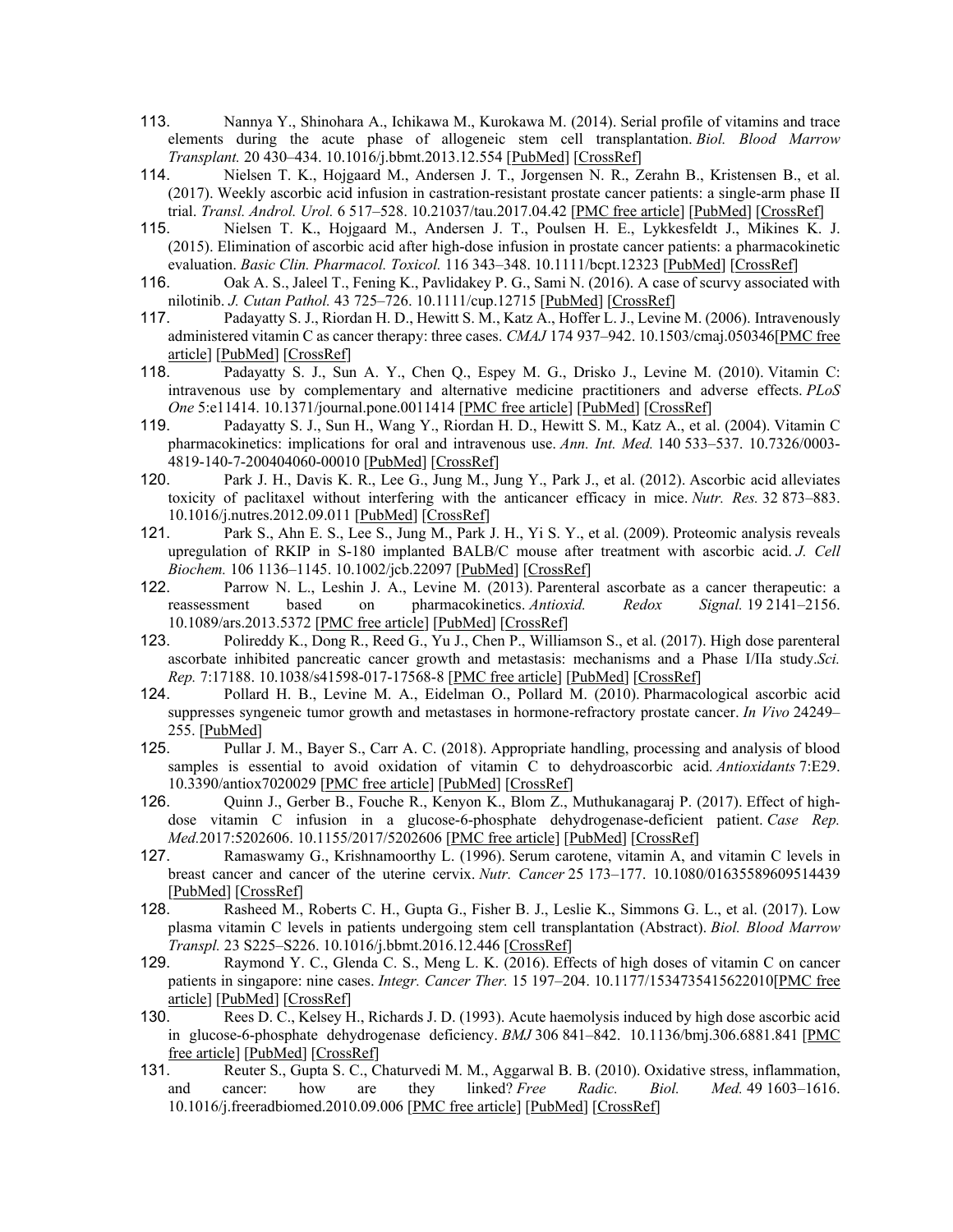113. Nannya Y., Shinohara A., Ichikawa M., Kurokawa M. (2014). Serial profile of vitamins and trace elements during the acute phase of allogeneic stem cell transplantation. *Biol. Blood Marrow Transplant.* 20 430–434. 10.1016/j.bbmt.2013.12.554 [PubMed] [CrossRef]

114. Nielsen T. K., Hojgaard M., Andersen J. T., Jorgensen N. R., Zerahn B., Kristensen B., et al. (2017). Weekly ascorbic acid infusion in castration-resistant prostate cancer patients: a single-arm phase II trial. *Transl. Androl. Urol.* 6 517–528. 10.21037/tau.2017.04.42 [PMC free article] [PubMed] [CrossRef]

115. Nielsen T. K., Hojgaard M., Andersen J. T., Poulsen H. E., Lykkesfeldt J., Mikines K. J. (2015). Elimination of ascorbic acid after high-dose infusion in prostate cancer patients: a pharmacokinetic evaluation. *Basic Clin. Pharmacol. Toxicol.* 116 343–348. 10.1111/bcpt.12323 [PubMed] [CrossRef]

116. Oak A. S., Jaleel T., Fening K., Pavlidakey P. G., Sami N. (2016). A case of scurvy associated with nilotinib. *J. Cutan Pathol.* 43 725–726. 10.1111/cup.12715 [PubMed] [CrossRef]

117. Padayatty S. J., Riordan H. D., Hewitt S. M., Katz A., Hoffer L. J., Levine M. (2006). Intravenously administered vitamin C as cancer therapy: three cases. *CMAJ* 174 937–942. 10.1503/cmaj.050346[PMC free article] [PubMed] [CrossRef]

118. Padayatty S. J., Sun A. Y., Chen Q., Espey M. G., Drisko J., Levine M. (2010). Vitamin C: intravenous use by complementary and alternative medicine practitioners and adverse effects. *PLoS One* 5:e11414. 10.1371/journal.pone.0011414 [PMC free article] [PubMed] [CrossRef]

119. Padayatty S. J., Sun H., Wang Y., Riordan H. D., Hewitt S. M., Katz A., et al. (2004). Vitamin C pharmacokinetics: implications for oral and intravenous use. *Ann. Int. Med.* 140 533–537. 10.7326/0003-4819-140-7-200404060-00010 [PubMed] [CrossRef]

120. Park J. H., Davis K. R., Lee G., Jung M., Jung Y., Park J., et al. (2012). Ascorbic acid alleviates toxicity of paclitaxel without interfering with the anticancer efficacy in mice. *Nutr. Res.* 32 873–883. 10.1016/j.nutres.2012.09.011 [PubMed] [CrossRef]

121. Park S., Ahn E. S., Lee S., Jung M., Park J. H., Yi S. Y., et al. (2009). Proteomic analysis reveals upregulation of RKIP in S-180 implanted BALB/C mouse after treatment with ascorbic acid. *J. Cell Biochem.* 106 1136–1145. 10.1002/jcb.22097 [PubMed] [CrossRef]

122. Parrow N. L., Leshin J. A., Levine M. (2013). Parenteral ascorbate as a cancer therapeutic: a reassessment based on pharmacokinetics. *Antioxid. Redox Signal.* 19 2141–2156. 10.1089/ars.2013.5372 [PMC free article] [PubMed] [CrossRef]

123. Polireddy K., Dong R., Reed G., Yu J., Chen P., Williamson S., et al. (2017). High dose parenteral ascorbate inhibited pancreatic cancer growth and metastasis: mechanisms and a Phase I/IIa study.*Sci. Rep.* 7:17188. 10.1038/s41598-017-17568-8 [PMC free article] [PubMed] [CrossRef]

124. Pollard H. B., Levine M. A., Eidelman O., Pollard M. (2010). Pharmacological ascorbic acid suppresses syngeneic tumor growth and metastases in hormone-refractory prostate cancer. *In Vivo* 24249–255. [PubMed]

125. Pullar J. M., Bayer S., Carr A. C. (2018). Appropriate handling, processing and analysis of blood samples is essential to avoid oxidation of vitamin C to dehydroascorbic acid. *Antioxidants* 7:E29. 10.3390/antiox7020029 [PMC free article] [PubMed] [CrossRef]

126. Quinn J., Gerber B., Fouche R., Kenyon K., Blom Z., Muthukanagaraj P. (2017). Effect of high-dose vitamin C infusion in a glucose-6-phosphate dehydrogenase-deficient patient. *Case Rep. Med.*2017:5202606. 10.1155/2017/5202606 [PMC free article] [PubMed] [CrossRef]

127. Ramaswamy G., Krishnamoorthy L. (1996). Serum carotene, vitamin A, and vitamin C levels in breast cancer and cancer of the uterine cervix. *Nutr. Cancer* 25 173–177. 10.1080/01635589609514439 [PubMed] [CrossRef]

128. Rasheed M., Roberts C. H., Gupta G., Fisher B. J., Leslie K., Simmons G. L., et al. (2017). Low plasma vitamin C levels in patients undergoing stem cell transplantation (Abstract). *Biol. Blood Marrow Transpl.* 23 S225–S226. 10.1016/j.bbmt.2016.12.446 [CrossRef]

129. Raymond Y. C., Glenda C. S., Meng L. K. (2016). Effects of high doses of vitamin C on cancer patients in singapore: nine cases. *Integr. Cancer Ther.* 15 197–204. 10.1177/1534735415622010[PMC free article] [PubMed] [CrossRef]

130. Rees D. C., Kelsey H., Richards J. D. (1993). Acute haemolysis induced by high dose ascorbic acid in glucose-6-phosphate dehydrogenase deficiency. *BMJ* 306 841–842. 10.1136/bmj.306.6881.841 [PMC free article] [PubMed] [CrossRef]

131. Reuter S., Gupta S. C., Chaturvedi M. M., Aggarwal B. B. (2010). Oxidative stress, inflammation, and cancer: how are they linked? *Free Radic. Biol. Med.* 49 1603–1616. 10.1016/j.freeradbiomed.2010.09.006 [PMC free article] [PubMed] [CrossRef]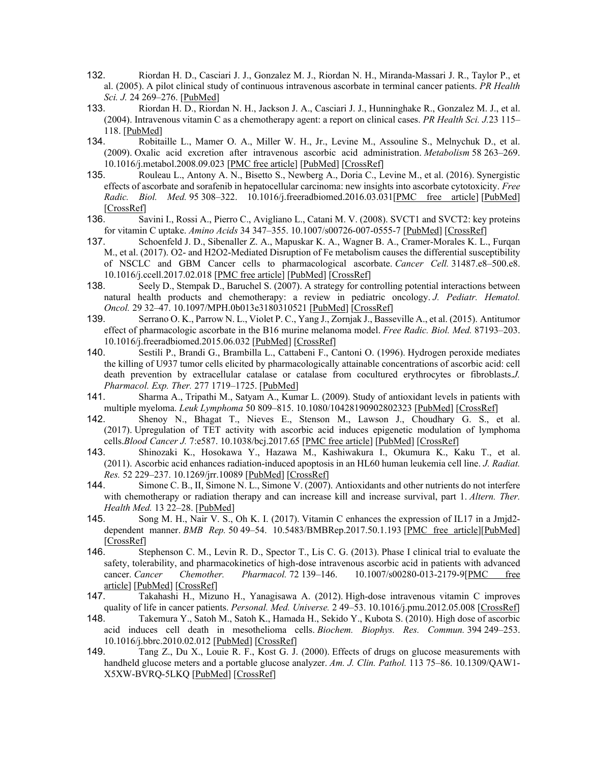132. Riordan H. D., Casciari J. J., Gonzalez M. J., Riordan N. H., Miranda-Massari J. R., Taylor P., et al. (2005). A pilot clinical study of continuous intravenous ascorbate in terminal cancer patients. *PR Health Sci. J.* 24 269–276. [PubMed]

133. Riordan H. D., Riordan N. H., Jackson J. A., Casciari J. J., Hunninghake R., Gonzalez M. J., et al. (2004). Intravenous vitamin C as a chemotherapy agent: a report on clinical cases. *PR Health Sci. J.*23 115–118. [PubMed]

134. Robitaille L., Mamer O. A., Miller W. H., Jr., Levine M., Assouline S., Melnychuk D., et al. (2009). Oxalic acid excretion after intravenous ascorbic acid administration. *Metabolism* 58 263–269. 10.1016/j.metabol.2008.09.023 [PMC free article] [PubMed] [CrossRef]

135. Rouleau L., Antony A. N., Bisetto S., Newberg A., Doria C., Levine M., et al. (2016). Synergistic effects of ascorbate and sorafenib in hepatocellular carcinoma: new insights into ascorbate cytotoxicity. *Free Radic. Biol. Med.* 95 308–322. 10.1016/j.freeradbiomed.2016.03.031[PMC free article] [PubMed] [CrossRef]

136. Savini I., Rossi A., Pierro C., Avigliano L., Catani M. V. (2008). SVCT1 and SVCT2: key proteins for vitamin C uptake. *Amino Acids* 34 347–355. 10.1007/s00726-007-0555-7 [PubMed] [CrossRef]

137. Schoenfeld J. D., Sibenaller Z. A., Mapuskar K. A., Wagner B. A., Cramer-Morales K. L., Furqan M., et al. (2017). O2- and H2O2-Mediated Disruption of Fe metabolism causes the differential susceptibility of NSCLC and GBM Cancer cells to pharmacological ascorbate. *Cancer Cell.* 31487.e8–500.e8. 10.1016/j.ccell.2017.02.018 [PMC free article] [PubMed] [CrossRef]

138. Seely D., Stempak D., Baruchel S. (2007). A strategy for controlling potential interactions between natural health products and chemotherapy: a review in pediatric oncology. *J. Pediatr. Hematol. Oncol.* 29 32–47. 10.1097/MPH.0b013e3180310521 [PubMed] [CrossRef]

139. Serrano O. K., Parrow N. L., Violet P. C., Yang J., Zornjak J., Basseville A., et al. (2015). Antitumor effect of pharmacologic ascorbate in the B16 murine melanoma model. *Free Radic. Biol. Med.* 87193–203. 10.1016/j.freeradbiomed.2015.06.032 [PubMed] [CrossRef]

140. Sestili P., Brandi G., Brambilla L., Cattabeni F., Cantoni O. (1996). Hydrogen peroxide mediates the killing of U937 tumor cells elicited by pharmacologically attainable concentrations of ascorbic acid: cell death prevention by extracellular catalase or catalase from cocultured erythrocytes or fibroblasts.*J. Pharmacol. Exp. Ther.* 277 1719–1725. [PubMed]

141. Sharma A., Tripathi M., Satyam A., Kumar L. (2009). Study of antioxidant levels in patients with multiple myeloma. *Leuk Lymphoma* 50 809–815. 10.1080/10428190902802323 [PubMed] [CrossRef]

142. Shenoy N., Bhagat T., Nieves E., Stenson M., Lawson J., Choudhary G. S., et al. (2017). Upregulation of TET activity with ascorbic acid induces epigenetic modulation of lymphoma cells.*Blood Cancer J.* 7:e587. 10.1038/bcj.2017.65 [PMC free article] [PubMed] [CrossRef]

143. Shinozaki K., Hosokawa Y., Hazawa M., Kashiwakura I., Okumura K., Kaku T., et al. (2011). Ascorbic acid enhances radiation-induced apoptosis in an HL60 human leukemia cell line. *J. Radiat. Res.* 52 229–237. 10.1269/jrr.10089 [PubMed] [CrossRef]

144. Simone C. B., II, Simone N. L., Simone V. (2007). Antioxidants and other nutrients do not interfere with chemotherapy or radiation therapy and can increase kill and increase survival, part 1. *Altern. Ther. Health Med.* 13 22–28. [PubMed]

145. Song M. H., Nair V. S., Oh K. I. (2017). Vitamin C enhances the expression of IL17 in a Jmjd2-dependent manner. *BMB Rep.* 50 49–54. 10.5483/BMBRep.2017.50.1.193 [PMC free article][PubMed] [CrossRef]

146. Stephenson C. M., Levin R. D., Spector T., Lis C. G. (2013). Phase I clinical trial to evaluate the safety, tolerability, and pharmacokinetics of high-dose intravenous ascorbic acid in patients with advanced cancer. *Cancer Chemother. Pharmacol.* 72 139–146. 10.1007/s00280-013-2179-9[PMC free article] [PubMed] [CrossRef]

147. Takahashi H., Mizuno H., Yanagisawa A. (2012). High-dose intravenous vitamin C improves quality of life in cancer patients. *Personal. Med. Universe.* 2 49–53. 10.1016/j.pmu.2012.05.008 [CrossRef]

148. Takemura Y., Satoh M., Satoh K., Hamada H., Sekido Y., Kubota S. (2010). High dose of ascorbic acid induces cell death in mesothelioma cells. *Biochem. Biophys. Res. Commun.* 394 249–253. 10.1016/j.bbrc.2010.02.012 [PubMed] [CrossRef]

149. Tang Z., Du X., Louie R. F., Kost G. J. (2000). Effects of drugs on glucose measurements with handheld glucose meters and a portable glucose analyzer. *Am. J. Clin. Pathol.* 113 75–86. 10.1309/QAW1-X5XW-BVRQ-5LKQ [PubMed] [CrossRef]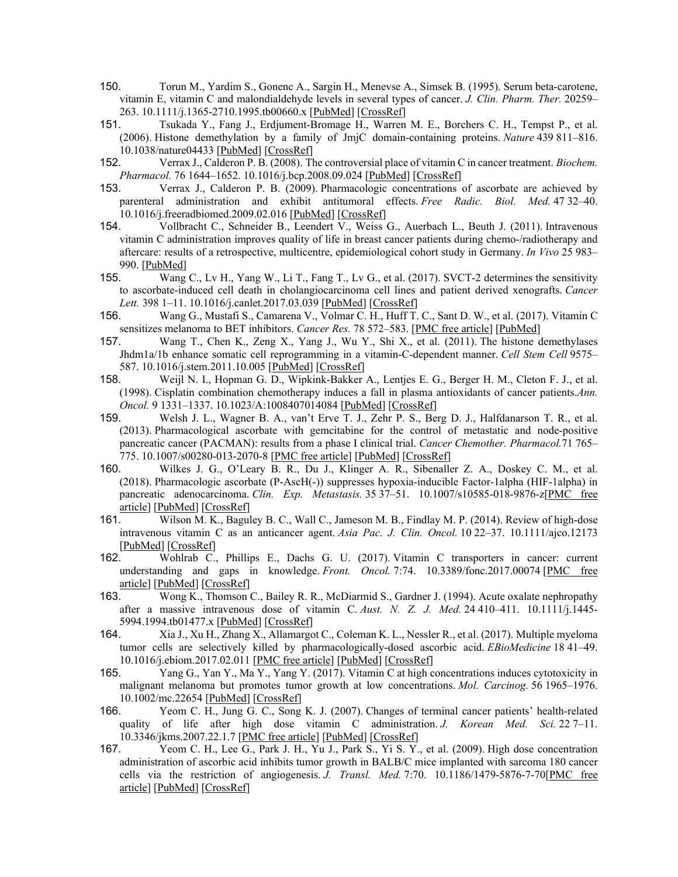150. Torun M., Yardim S., Gonenc A., Sargin H., Menevse A., Simsek B. (1995). Serum beta-carotene, vitamin E, vitamin C and malondialdehyde levels in several types of cancer. *J. Clin. Pharm. Ther.* 20259–263. 10.1111/j.1365-2710.1995.tb00660.x [PubMed] [CrossRef]

151. Tsukada Y., Fang J., Erdjument-Bromage H., Warren M. E., Borchers C. H., Tempst P., et al. (2006). Histone demethylation by a family of JmjC domain-containing proteins. *Nature* 439 811–816. 10.1038/nature04433 [PubMed] [CrossRef]

152. Verrax J., Calderon P. B. (2008). The controversial place of vitamin C in cancer treatment. *Biochem. Pharmacol.* 76 1644–1652. 10.1016/j.bcp.2008.09.024 [PubMed] [CrossRef]

153. Verrax J., Calderon P. B. (2009). Pharmacologic concentrations of ascorbate are achieved by parenteral administration and exhibit antitumoral effects. *Free Radic. Biol. Med.* 47 32–40. 10.1016/j.freeradbiomed.2009.02.016 [PubMed] [CrossRef]

154. Vollbracht C., Schneider B., Leendert V., Weiss G., Auerbach L., Beuth J. (2011). Intravenous vitamin C administration improves quality of life in breast cancer patients during chemo-/radiotherapy and aftercare: results of a retrospective, multicentre, epidemiological cohort study in Germany. *In Vivo* 25 983–990. [PubMed]

155. Wang C., Lv H., Yang W., Li T., Fang T., Lv G., et al. (2017). SVCT-2 determines the sensitivity to ascorbate-induced cell death in cholangiocarcinoma cell lines and patient derived xenografts. *Cancer Lett.* 398 1–11. 10.1016/j.canlet.2017.03.039 [PubMed] [CrossRef]

156. Wang G., Mustafi S., Camarena V., Volmar C. H., Huff T. C., Sant D. W., et al. (2017). Vitamin C sensitizes melanoma to BET inhibitors. *Cancer Res.* 78 572–583. [PMC free article] [PubMed]

157. Wang T., Chen K., Zeng X., Yang J., Wu Y., Shi X., et al. (2011). The histone demethylases Jhdm1a/1b enhance somatic cell reprogramming in a vitamin-C-dependent manner. *Cell Stem Cell* 9575–587. 10.1016/j.stem.2011.10.005 [PubMed] [CrossRef]

158. Weijl N. I., Hopman G. D., Wipkink-Bakker A., Lentjes E. G., Berger H. M., Cleton F. J., et al. (1998). Cisplatin combination chemotherapy induces a fall in plasma antioxidants of cancer patients.*Ann. Oncol.* 9 1331–1337. 10.1023/A:1008407014084 [PubMed] [CrossRef]

159. Welsh J. L., Wagner B. A., van't Erve T. J., Zehr P. S., Berg D. J., Halfdanarson T. R., et al. (2013). Pharmacological ascorbate with gemcitabine for the control of metastatic and node-positive pancreatic cancer (PACMAN): results from a phase I clinical trial. *Cancer Chemother. Pharmacol.*71 765–775. 10.1007/s00280-013-2070-8 [PMC free article] [PubMed] [CrossRef]

160. Wilkes J. G., O'Leary B. R., Du J., Klinger A. R., Sibenaller Z. A., Doskey C. M., et al. (2018). Pharmacologic ascorbate (P-AscH(-)) suppresses hypoxia-inducible Factor-1alpha (HIF-1alpha) in pancreatic adenocarcinoma. *Clin. Exp. Metastasis.* 35 37–51. 10.1007/s10585-018-9876-z[PMC free article] [PubMed] [CrossRef]

161. Wilson M. K., Baguley B. C., Wall C., Jameson M. B., Findlay M. P. (2014). Review of high-dose intravenous vitamin C as an anticancer agent. *Asia Pac. J. Clin. Oncol.* 10 22–37. 10.1111/ajco.12173 [PubMed] [CrossRef]

162. Wohlrab C., Phillips E., Dachs G. U. (2017). Vitamin C transporters in cancer: current understanding and gaps in knowledge. *Front. Oncol.* 7:74. 10.3389/fonc.2017.00074 [PMC free article] [PubMed] [CrossRef]

163. Wong K., Thomson C., Bailey R. R., McDiarmid S., Gardner J. (1994). Acute oxalate nephropathy after a massive intravenous dose of vitamin C. *Aust. N. Z. J. Med.* 24 410–411. 10.1111/j.1445-5994.1994.tb01477.x [PubMed] [CrossRef]

164. Xia J., Xu H., Zhang X., Allamargot C., Coleman K. L., Nessler R., et al. (2017). Multiple myeloma tumor cells are selectively killed by pharmacologically-dosed ascorbic acid. *EBioMedicine* 18 41–49. 10.1016/j.ebiom.2017.02.011 [PMC free article] [PubMed] [CrossRef]

165. Yang G., Yan Y., Ma Y., Yang Y. (2017). Vitamin C at high concentrations induces cytotoxicity in malignant melanoma but promotes tumor growth at low concentrations. *Mol. Carcinog.* 56 1965–1976. 10.1002/mc.22654 [PubMed] [CrossRef]

166. Yeom C. H., Jung G. C., Song K. J. (2007). Changes of terminal cancer patients' health-related quality of life after high dose vitamin C administration. *J. Korean Med. Sci.* 22 7–11. 10.3346/jkms.2007.22.1.7 [PMC free article] [PubMed] [CrossRef]

167. Yeom C. H., Lee G., Park J. H., Yu J., Park S., Yi S. Y., et al. (2009). High dose concentration administration of ascorbic acid inhibits tumor growth in BALB/C mice implanted with sarcoma 180 cancer cells via the restriction of angiogenesis. *J. Transl. Med.* 7:70. 10.1186/1479-5876-7-70[PMC free article] [PubMed] [CrossRef]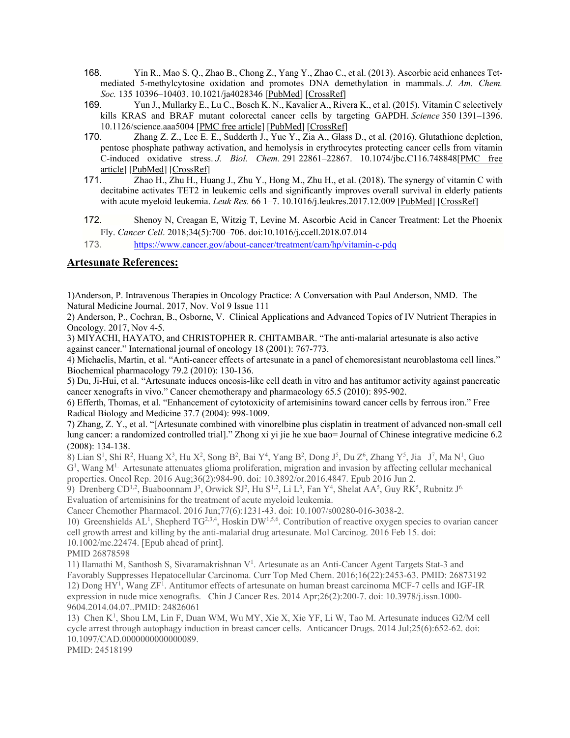168. Yin R., Mao S. Q., Zhao B., Chong Z., Yang Y., Zhao C., et al. (2013). Ascorbic acid enhances Tet-mediated 5-methylcytosine oxidation and promotes DNA demethylation in mammals. *J. Am. Chem. Soc.* 135 10396–10403. 10.1021/ja4028346 [PubMed] [CrossRef]
169. Yun J., Mullarky E., Lu C., Bosch K. N., Kavalier A., Rivera K., et al. (2015). Vitamin C selectively kills KRAS and BRAF mutant colorectal cancer cells by targeting GAPDH. *Science* 350 1391–1396. 10.1126/science.aaa5004 [PMC free article] [PubMed] [CrossRef]
170. Zhang Z. Z., Lee E. E., Sudderth J., Yue Y., Zia A., Glass D., et al. (2016). Glutathione depletion, pentose phosphate pathway activation, and hemolysis in erythrocytes protecting cancer cells from vitamin C-induced oxidative stress. *J. Biol. Chem.* 291 22861–22867. 10.1074/jbc.C116.748848[PMC free article] [PubMed] [CrossRef]
171. Zhao H., Zhu H., Huang J., Zhu Y., Hong M., Zhu H., et al. (2018). The synergy of vitamin C with decitabine activates TET2 in leukemic cells and significantly improves overall survival in elderly patients with acute myeloid leukemia. *Leuk Res.* 66 1–7. 10.1016/j.leukres.2017.12.009 [PubMed] [CrossRef]
172. Shenoy N, Creagan E, Witzig T, Levine M. Ascorbic Acid in Cancer Treatment: Let the Phoenix Fly. *Cancer Cell*. 2018;34(5):700–706. doi:10.1016/j.ccell.2018.07.014
173. https://www.cancer.gov/about-cancer/treatment/cam/hp/vitamin-c-pdq

## Artesunate References:

1)Anderson, P. Intravenous Therapies in Oncology Practice: A Conversation with Paul Anderson, NMD. The Natural Medicine Journal. 2017, Nov. Vol 9 Issue 111

2) Anderson, P., Cochran, B., Osborne, V. Clinical Applications and Advanced Topics of IV Nutrient Therapies in Oncology. 2017, Nov 4-5.

3) MIYACHI, HAYATO, and CHRISTOPHER R. CHITAMBAR. "The anti-malarial artesunate is also active against cancer." International journal of oncology 18 (2001): 767-773.

4) Michaelis, Martin, et al. "Anti-cancer effects of artesunate in a panel of chemoresistant neuroblastoma cell lines." Biochemical pharmacology 79.2 (2010): 130-136.

5) Du, Ji-Hui, et al. "Artesunate induces oncosis-like cell death in vitro and has antitumor activity against pancreatic cancer xenografts in vivo." Cancer chemotherapy and pharmacology 65.5 (2010): 895-902.

6) Efferth, Thomas, et al. "Enhancement of cytotoxicity of artemisinins toward cancer cells by ferrous iron." Free Radical Biology and Medicine 37.7 (2004): 998-1009.

7) Zhang, Z. Y., et al. "[Artesunate combined with vinorelbine plus cisplatin in treatment of advanced non-small cell lung cancer: a randomized controlled trial]." Zhong xi yi jie he xue bao= Journal of Chinese integrative medicine 6.2 (2008): 134-138.

8) Lian S[1], Shi R[2], Huang X[3], Hu X[2], Song B[2], Bai Y[4], Yang B[2], Dong J[5], Du Z[6], Zhang Y[5], Jia J[7], Ma N[1], Guo G[1], Wang M[1]. Artesunate attenuates glioma proliferation, migration and invasion by affecting cellular mechanical properties. Oncol Rep. 2016 Aug;36(2):984-90. doi: 10.3892/or.2016.4847. Epub 2016 Jun 2.

9) Drenberg CD[1,2], Buaboonnam J[3], Orwick SJ[2], Hu S[1,2], Li L[3], Fan Y[4], Shelat AA[5], Guy RK[5], Rubnitz J[6]. Evaluation of artemisinins for the treatment of acute myeloid leukemia.
Cancer Chemother Pharmacol. 2016 Jun;77(6):1231-43. doi: 10.1007/s00280-016-3038-2.

10) Greenshields AL[1], Shepherd TG[2,3,4], Hoskin DW[1,5,6]. Contribution of reactive oxygen species to ovarian cancer cell growth arrest and killing by the anti-malarial drug artesunate. Mol Carcinog. 2016 Feb 15. doi: 10.1002/mc.22474. [Epub ahead of print].
PMID 26878598

11) Ilamathi M, Santhosh S, Sivaramakrishnan V[1]. Artesunate as an Anti-Cancer Agent Targets Stat-3 and Favorably Suppresses Hepatocellular Carcinoma. Curr Top Med Chem. 2016;16(22):2453-63. PMID: 26873192

12) Dong HY[1], Wang ZF[1]. Antitumor effects of artesunate on human breast carcinoma MCF-7 cells and IGF-IR expression in nude mice xenografts. Chin J Cancer Res. 2014 Apr;26(2):200-7. doi: 10.3978/j.issn.1000-9604.2014.04.07..PMID: 24826061

13) Chen K[1], Shou LM, Lin F, Duan WM, Wu MY, Xie X, Xie YF, Li W, Tao M. Artesunate induces G2/M cell cycle arrest through autophagy induction in breast cancer cells. Anticancer Drugs. 2014 Jul;25(6):652-62. doi: 10.1097/CAD.0000000000000089.
PMID: 24518199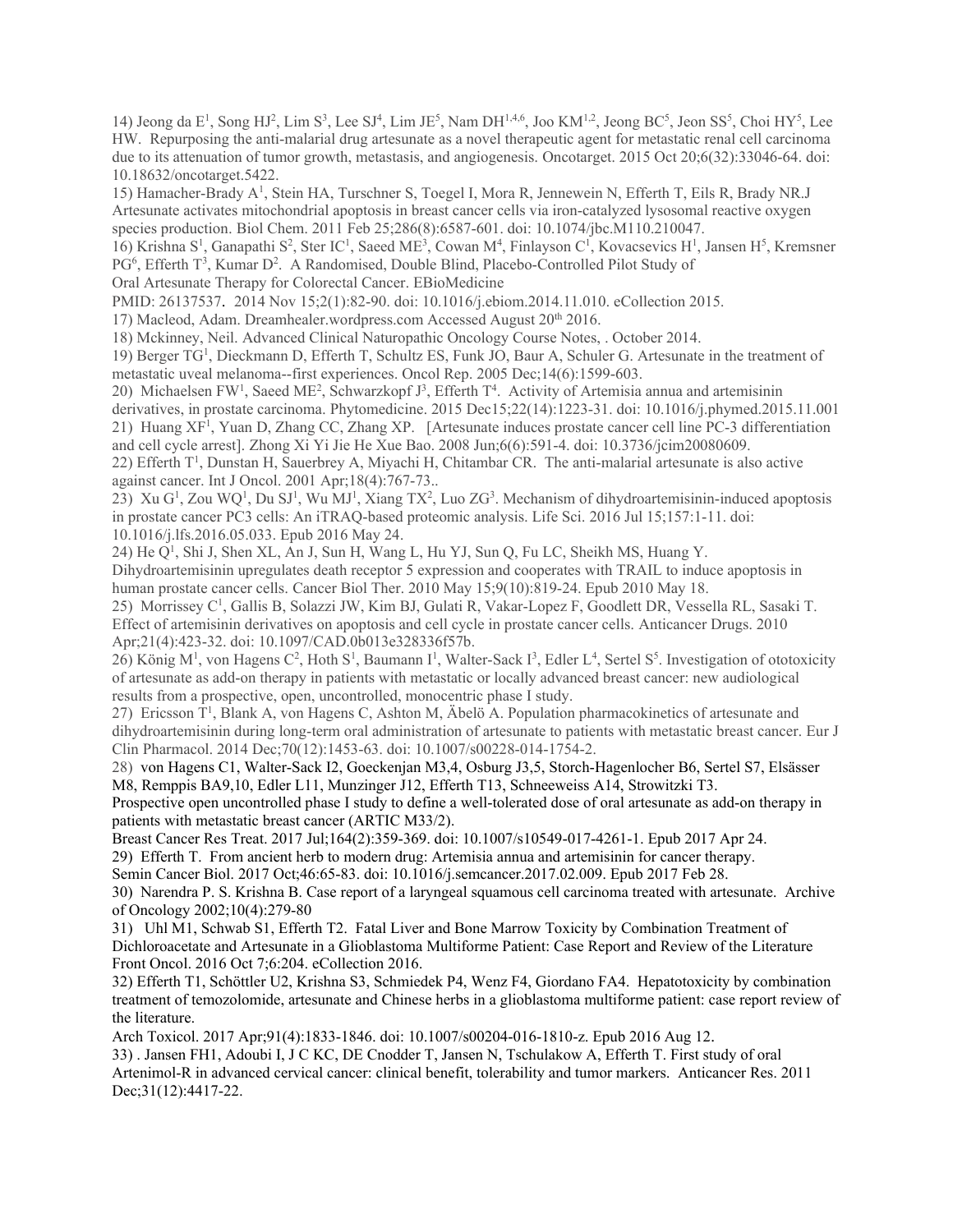14) Jeong da E[1], Song HJ[2], Lim S[3], Lee SJ[4], Lim JE[5], Nam DH[1,4,6], Joo KM[1,2], Jeong BC[5], Jeon SS[5], Choi HY[5], Lee HW. Repurposing the anti-malarial drug artesunate as a novel therapeutic agent for metastatic renal cell carcinoma due to its attenuation of tumor growth, metastasis, and angiogenesis. Oncotarget. 2015 Oct 20;6(32):33046-64. doi: 10.18632/oncotarget.5422.

15) Hamacher-Brady A[1], Stein HA, Turschner S, Toegel I, Mora R, Jennewein N, Efferth T, Eils R, Brady NR.J Artesunate activates mitochondrial apoptosis in breast cancer cells via iron-catalyzed lysosomal reactive oxygen species production. Biol Chem. 2011 Feb 25;286(8):6587-601. doi: 10.1074/jbc.M110.210047.

16) Krishna S[1], Ganapathi S[2], Ster IC[1], Saeed ME[3], Cowan M[4], Finlayson C[1], Kovacsevics H[1], Jansen H[5], Kremsner PG[6], Efferth T[3], Kumar D[2]. A Randomised, Double Blind, Placebo-Controlled Pilot Study of Oral Artesunate Therapy for Colorectal Cancer. EBioMedicine PMID: 26137537. 2014 Nov 15;2(1):82-90. doi: 10.1016/j.ebiom.2014.11.010. eCollection 2015.

17) Macleod, Adam. Dreamhealer.wordpress.com Accessed August 20th 2016.

18) Mckinney, Neil. Advanced Clinical Naturopathic Oncology Course Notes, . October 2014.

19) Berger TG[1], Dieckmann D, Efferth T, Schultz ES, Funk JO, Baur A, Schuler G. Artesunate in the treatment of metastatic uveal melanoma--first experiences. Oncol Rep. 2005 Dec;14(6):1599-603.

20) Michaelsen FW[1], Saeed ME[2], Schwarzkopf J[3], Efferth T[4]. Activity of Artemisia annua and artemisinin derivatives, in prostate carcinoma. Phytomedicine. 2015 Dec15;22(14):1223-31. doi: 10.1016/j.phymed.2015.11.001

21) Huang XF[1], Yuan D, Zhang CC, Zhang XP. [Artesunate induces prostate cancer cell line PC-3 differentiation and cell cycle arrest]. Zhong Xi Yi Jie He Xue Bao. 2008 Jun;6(6):591-4. doi: 10.3736/jcim20080609.

22) Efferth T[1], Dunstan H, Sauerbrey A, Miyachi H, Chitambar CR. The anti-malarial artesunate is also active against cancer. Int J Oncol. 2001 Apr;18(4):767-73..

23) Xu G[1], Zou WQ[1], Du SJ[1], Wu MJ[1], Xiang TX[2], Luo ZG[3]. Mechanism of dihydroartemisinin-induced apoptosis in prostate cancer PC3 cells: An iTRAQ-based proteomic analysis. Life Sci. 2016 Jul 15;157:1-11. doi: 10.1016/j.lfs.2016.05.033. Epub 2016 May 24.

24) He Q[1], Shi J, Shen XL, An J, Sun H, Wang L, Hu YJ, Sun Q, Fu LC, Sheikh MS, Huang Y. Dihydroartemisinin upregulates death receptor 5 expression and cooperates with TRAIL to induce apoptosis in human prostate cancer cells. Cancer Biol Ther. 2010 May 15;9(10):819-24. Epub 2010 May 18.

25) Morrissey C[1], Gallis B, Solazzi JW, Kim BJ, Gulati R, Vakar-Lopez F, Goodlett DR, Vessella RL, Sasaki T. Effect of artemisinin derivatives on apoptosis and cell cycle in prostate cancer cells. Anticancer Drugs. 2010 Apr;21(4):423-32. doi: 10.1097/CAD.0b013e328336f57b.

26) König M[1], von Hagens C[2], Hoth S[1], Baumann I[1], Walter-Sack I[3], Edler L[4], Sertel S[5]. Investigation of ototoxicity of artesunate as add-on therapy in patients with metastatic or locally advanced breast cancer: new audiological results from a prospective, open, uncontrolled, monocentric phase I study.

27) Ericsson T[1], Blank A, von Hagens C, Ashton M, Äbelö A. Population pharmacokinetics of artesunate and dihydroartemisinin during long-term oral administration of artesunate to patients with metastatic breast cancer. Eur J Clin Pharmacol. 2014 Dec;70(12):1453-63. doi: 10.1007/s00228-014-1754-2.

28) von Hagens C1, Walter-Sack I2, Goeckenjan M3,4, Osburg J3,5, Storch-Hagenlocher B6, Sertel S7, Elsässer M8, Remppis BA9,10, Edler L11, Munzinger J12, Efferth T13, Schneeweiss A14, Strowitzki T3. Prospective open uncontrolled phase I study to define a well-tolerated dose of oral artesunate as add-on therapy in patients with metastatic breast cancer (ARTIC M33/2). Breast Cancer Res Treat. 2017 Jul;164(2):359-369. doi: 10.1007/s10549-017-4261-1. Epub 2017 Apr 24.

29) Efferth T. From ancient herb to modern drug: Artemisia annua and artemisinin for cancer therapy. Semin Cancer Biol. 2017 Oct;46:65-83. doi: 10.1016/j.semcancer.2017.02.009. Epub 2017 Feb 28.

30) Narendra P. S. Krishna B. Case report of a laryngeal squamous cell carcinoma treated with artesunate. Archive of Oncology 2002;10(4):279-80

31) Uhl M1, Schwab S1, Efferth T2. Fatal Liver and Bone Marrow Toxicity by Combination Treatment of Dichloroacetate and Artesunate in a Glioblastoma Multiforme Patient: Case Report and Review of the Literature Front Oncol. 2016 Oct 7;6:204. eCollection 2016.

32) Efferth T1, Schöttler U2, Krishna S3, Schmiedek P4, Wenz F4, Giordano FA4. Hepatotoxicity by combination treatment of temozolomide, artesunate and Chinese herbs in a glioblastoma multiforme patient: case report review of the literature. Arch Toxicol. 2017 Apr;91(4):1833-1846. doi: 10.1007/s00204-016-1810-z. Epub 2016 Aug 12.

33) . Jansen FH1, Adoubi I, J C KC, DE Cnodder T, Jansen N, Tschulakow A, Efferth T. First study of oral Artenimol-R in advanced cervical cancer: clinical benefit, tolerability and tumor markers. Anticancer Res. 2011 Dec;31(12):4417-22.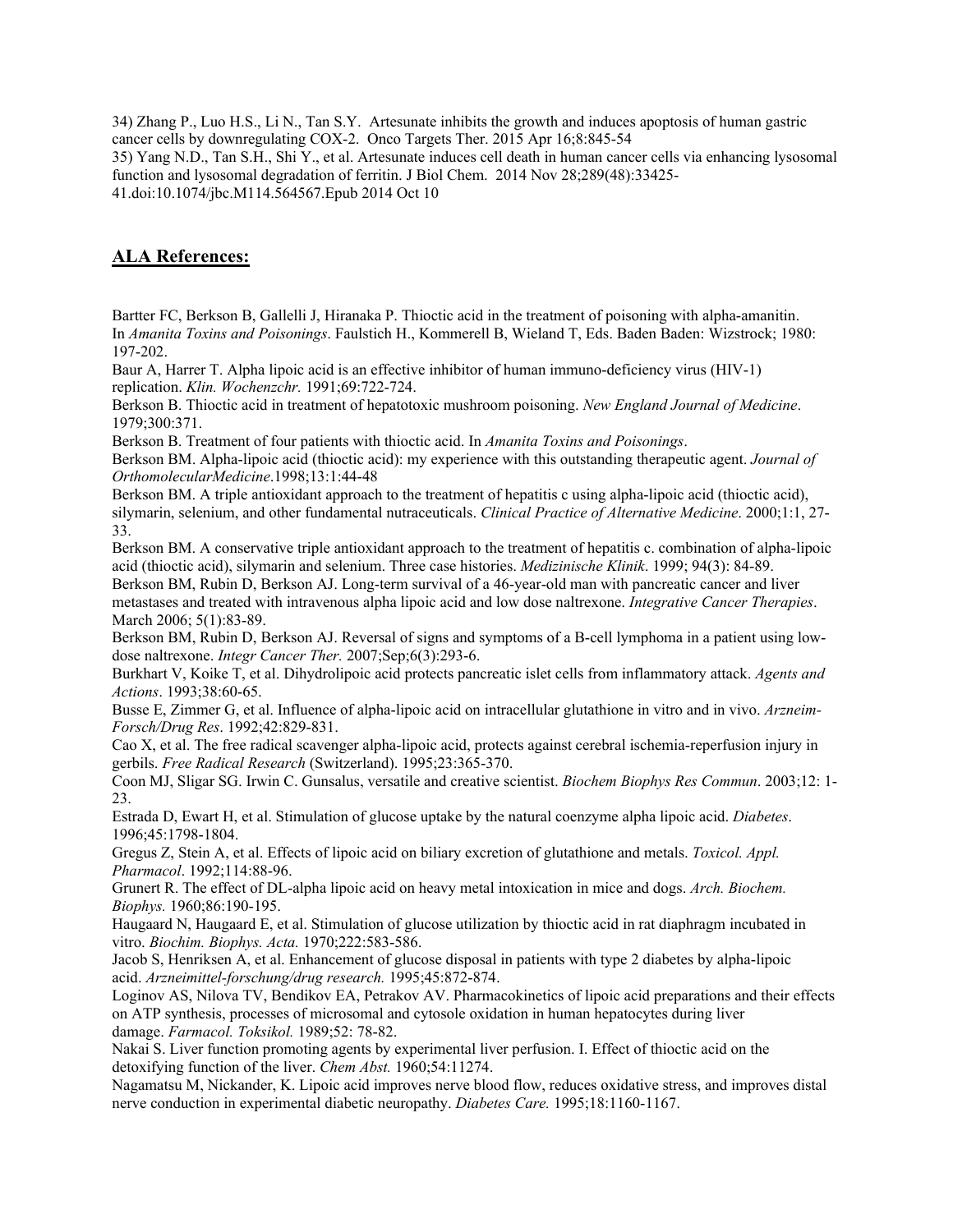34) Zhang P., Luo H.S., Li N., Tan S.Y. Artesunate inhibits the growth and induces apoptosis of human gastric cancer cells by downregulating COX-2. Onco Targets Ther. 2015 Apr 16;8:845-54

35) Yang N.D., Tan S.H., Shi Y., et al. Artesunate induces cell death in human cancer cells via enhancing lysosomal function and lysosomal degradation of ferritin. J Biol Chem. 2014 Nov 28;289(48):33425-41.doi:10.1074/jbc.M114.564567.Epub 2014 Oct 10

## **ALA References:**

Bartter FC, Berkson B, Gallelli J, Hiranaka P. Thioctic acid in the treatment of poisoning with alpha-amanitin. In *Amanita Toxins and Poisonings*. Faulstich H., Kommerell B, Wieland T, Eds. Baden Baden: Wizstrock; 1980: 197-202.

Baur A, Harrer T. Alpha lipoic acid is an effective inhibitor of human immuno-deficiency virus (HIV-1) replication. *Klin. Wochenzchr.* 1991;69:722-724.

Berkson B. Thioctic acid in treatment of hepatotoxic mushroom poisoning. *New England Journal of Medicine*. 1979;300:371.

Berkson B. Treatment of four patients with thioctic acid. In *Amanita Toxins and Poisonings*.

Berkson BM. Alpha-lipoic acid (thioctic acid): my experience with this outstanding therapeutic agent. *Journal of OrthomolecularMedicine*.1998;13:1:44-48

Berkson BM. A triple antioxidant approach to the treatment of hepatitis c using alpha-lipoic acid (thioctic acid), silymarin, selenium, and other fundamental nutraceuticals. *Clinical Practice of Alternative Medicine*. 2000;1:1, 27-33.

Berkson BM. A conservative triple antioxidant approach to the treatment of hepatitis c. combination of alpha-lipoic acid (thioctic acid), silymarin and selenium. Three case histories. *Medizinische Klinik*. 1999; 94(3): 84-89.

Berkson BM, Rubin D, Berkson AJ. Long-term survival of a 46-year-old man with pancreatic cancer and liver metastases and treated with intravenous alpha lipoic acid and low dose naltrexone. *Integrative Cancer Therapies*. March 2006; 5(1):83-89.

Berkson BM, Rubin D, Berkson AJ. Reversal of signs and symptoms of a B-cell lymphoma in a patient using low-dose naltrexone. *Integr Cancer Ther.* 2007;Sep;6(3):293-6.

Burkhart V, Koike T, et al. Dihydrolipoic acid protects pancreatic islet cells from inflammatory attack. *Agents and Actions*. 1993;38:60-65.

Busse E, Zimmer G, et al. Influence of alpha-lipoic acid on intracellular glutathione in vitro and in vivo. *Arzneim-Forsch/Drug Res*. 1992;42:829-831.

Cao X, et al. The free radical scavenger alpha-lipoic acid, protects against cerebral ischemia-reperfusion injury in gerbils. *Free Radical Research* (Switzerland). 1995;23:365-370.

Coon MJ, Sligar SG. Irwin C. Gunsalus, versatile and creative scientist. *Biochem Biophys Res Commun*. 2003;12: 1-23.

Estrada D, Ewart H, et al. Stimulation of glucose uptake by the natural coenzyme alpha lipoic acid. *Diabetes*. 1996;45:1798-1804.

Gregus Z, Stein A, et al. Effects of lipoic acid on biliary excretion of glutathione and metals. *Toxicol. Appl. Pharmacol*. 1992;114:88-96.

Grunert R. The effect of DL-alpha lipoic acid on heavy metal intoxication in mice and dogs. *Arch. Biochem. Biophys.* 1960;86:190-195.

Haugaard N, Haugaard E, et al. Stimulation of glucose utilization by thioctic acid in rat diaphragm incubated in vitro. *Biochim. Biophys. Acta.* 1970;222:583-586.

Jacob S, Henriksen A, et al. Enhancement of glucose disposal in patients with type 2 diabetes by alpha-lipoic acid. *Arzneimittel-forschung/drug research.* 1995;45:872-874.

Loginov AS, Nilova TV, Bendikov EA, Petrakov AV. Pharmacokinetics of lipoic acid preparations and their effects on ATP synthesis, processes of microsomal and cytosole oxidation in human hepatocytes during liver damage. *Farmacol. Toksikol.* 1989;52: 78-82.

Nakai S. Liver function promoting agents by experimental liver perfusion. I. Effect of thioctic acid on the detoxifying function of the liver. *Chem Abst.* 1960;54:11274.

Nagamatsu M, Nickander, K. Lipoic acid improves nerve blood flow, reduces oxidative stress, and improves distal nerve conduction in experimental diabetic neuropathy. *Diabetes Care.* 1995;18:1160-1167.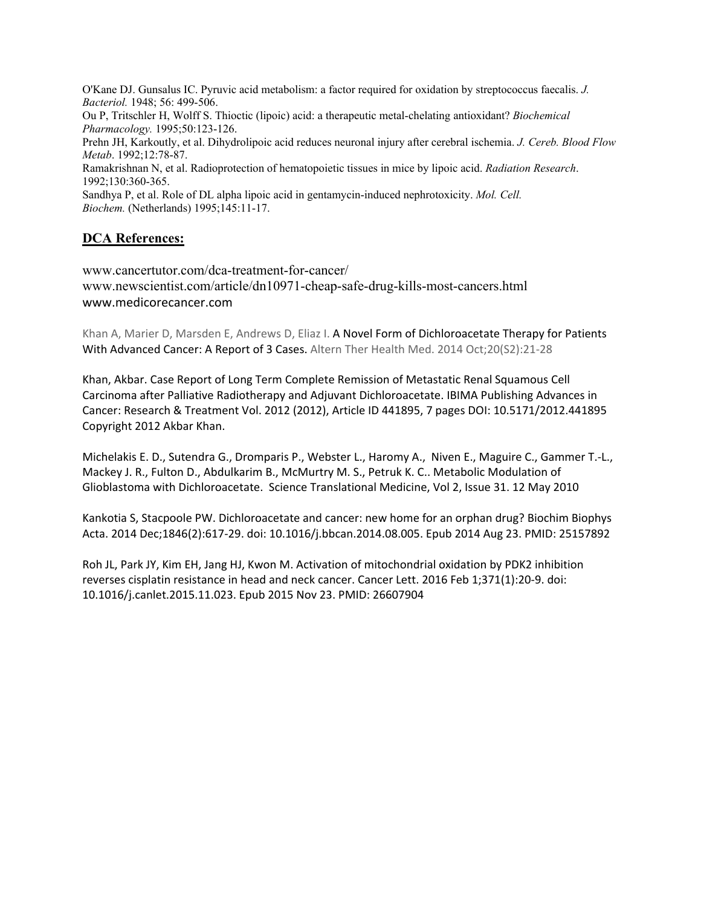O'Kane DJ. Gunsalus IC. Pyruvic acid metabolism: a factor required for oxidation by streptococcus faecalis. *J. Bacteriol.* 1948; 56: 499-506.
Ou P, Tritschler H, Wolff S. Thioctic (lipoic) acid: a therapeutic metal-chelating antioxidant? *Biochemical Pharmacology.* 1995;50:123-126.
Prehn JH, Karkoutly, et al. Dihydrolipoic acid reduces neuronal injury after cerebral ischemia. *J. Cereb. Blood Flow Metab*. 1992;12:78-87.
Ramakrishnan N, et al. Radioprotection of hematopoietic tissues in mice by lipoic acid. *Radiation Research*. 1992;130:360-365.
Sandhya P, et al. Role of DL alpha lipoic acid in gentamycin-induced nephrotoxicity. *Mol. Cell. Biochem.* (Netherlands) 1995;145:11-17.

## **DCA References:**

www.cancertutor.com/dca-treatment-for-cancer/
www.newscientist.com/article/dn10971-cheap-safe-drug-kills-most-cancers.html
www.medicorecancer.com

Khan A, Marier D, Marsden E, Andrews D, Eliaz I. A Novel Form of Dichloroacetate Therapy for Patients With Advanced Cancer: A Report of 3 Cases. Altern Ther Health Med. 2014 Oct;20(S2):21-28

Khan, Akbar. Case Report of Long Term Complete Remission of Metastatic Renal Squamous Cell Carcinoma after Palliative Radiotherapy and Adjuvant Dichloroacetate. IBIMA Publishing Advances in Cancer: Research & Treatment Vol. 2012 (2012), Article ID 441895, 7 pages DOI: 10.5171/2012.441895 Copyright 2012 Akbar Khan.

Michelakis E. D., Sutendra G., Dromparis P., Webster L., Haromy A., Niven E., Maguire C., Gammer T.-L., Mackey J. R., Fulton D., Abdulkarim B., McMurtry M. S., Petruk K. C.. Metabolic Modulation of Glioblastoma with Dichloroacetate. Science Translational Medicine, Vol 2, Issue 31. 12 May 2010

Kankotia S, Stacpoole PW. Dichloroacetate and cancer: new home for an orphan drug? Biochim Biophys Acta. 2014 Dec;1846(2):617-29. doi: 10.1016/j.bbcan.2014.08.005. Epub 2014 Aug 23. PMID: 25157892

Roh JL, Park JY, Kim EH, Jang HJ, Kwon M. Activation of mitochondrial oxidation by PDK2 inhibition reverses cisplatin resistance in head and neck cancer. Cancer Lett. 2016 Feb 1;371(1):20-9. doi: 10.1016/j.canlet.2015.11.023. Epub 2015 Nov 23. PMID: 26607904